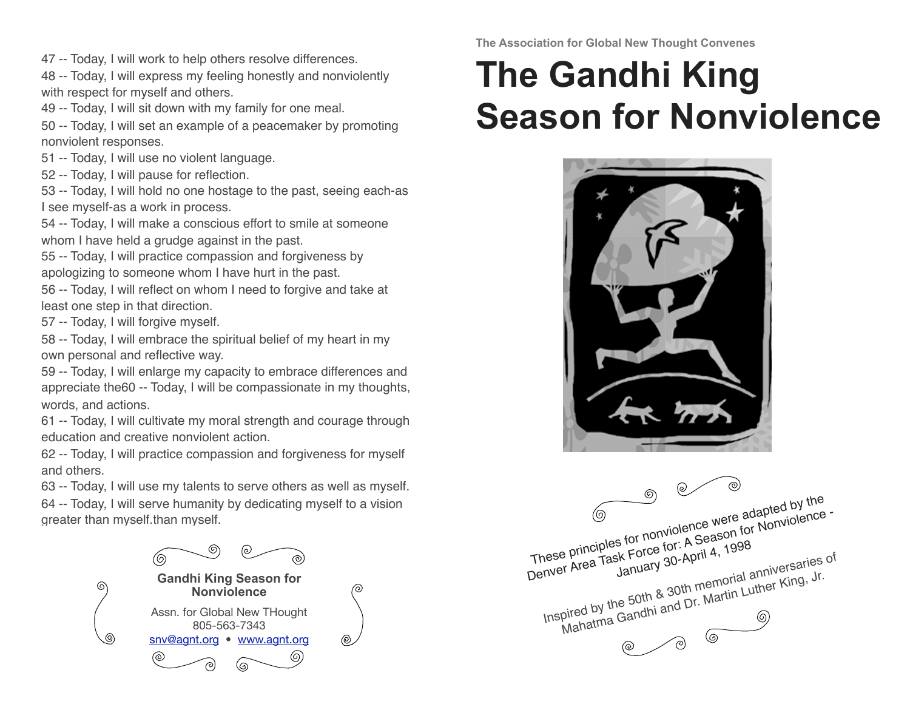47 -- Today, I will work to help others resolve differences.

48 -- Today, I will express my feeling honestly and nonviolently with respect for myself and others.

49 -- Today, I will sit down with my family for one meal.

50 -- Today, I will set an example of a peacemaker by promoting nonviolent responses.

51 -- Today, I will use no violent language.

52 -- Today, I will pause for reflection.

53 -- Today, I will hold no one hostage to the past, seeing each-as I see myself-as a work in process.

54 -- Today, I will make a conscious effort to smile at someone whom I have held a grudge against in the past.

55 -- Today, I will practice compassion and forgiveness by apologizing to someone whom I have hurt in the past.

56 -- Today, I will reflect on whom I need to forgive and take at least one step in that direction.

57 -- Today, I will forgive myself.

58 -- Today, I will embrace the spiritual belief of my heart in my own personal and reflective way.

59 -- Today, I will enlarge my capacity to embrace differences and appreciate the60 -- Today, I will be compassionate in my thoughts, words, and actions.

61 -- Today, I will cultivate my moral strength and courage through education and creative nonviolent action.

62 -- Today, I will practice compassion and forgiveness for myself and others.

63 -- Today, I will use my talents to serve others as well as myself.

64 -- Today, I will serve humanity by dedicating myself to a vision greater than myself.than myself.

**Gandhi King Season for Nonviolence**

Assn. for Global New THought
805-563-7343
snv@agnt.org • www.agnt.org

**The Association for Global New Thought Convenes**

# The Gandhi King Season for Nonviolence

These principles for nonviolence were adapted by the Denver Area Task Force for: A Season for Nonviolence - January 30-April 4, 1998

Inspired by the 50th & 30th memorial anniversaries of Mahatma Gandhi and Dr. Martin Luther King, Jr.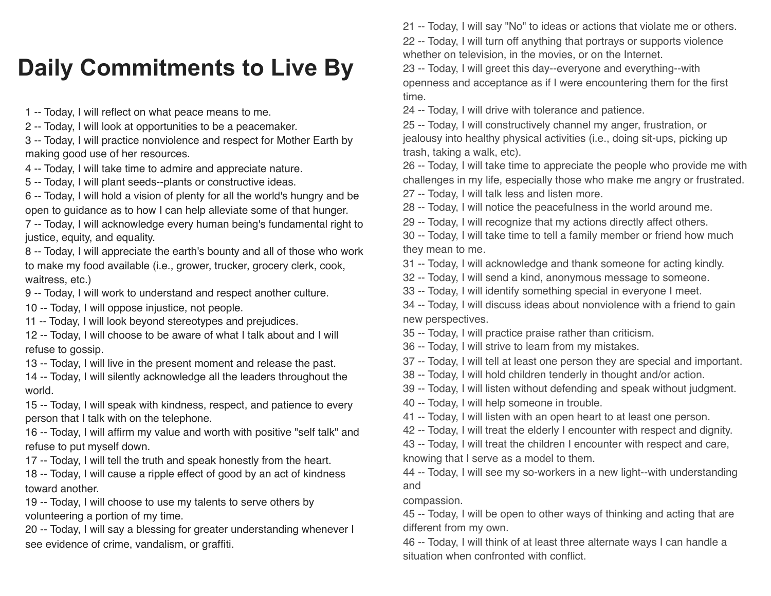# Daily Commitments to Live By

1 -- Today, I will reflect on what peace means to me.
2 -- Today, I will look at opportunities to be a peacemaker.
3 -- Today, I will practice nonviolence and respect for Mother Earth by making good use of her resources.
4 -- Today, I will take time to admire and appreciate nature.
5 -- Today, I will plant seeds--plants or constructive ideas.
6 -- Today, I will hold a vision of plenty for all the world's hungry and be open to guidance as to how I can help alleviate some of that hunger.
7 -- Today, I will acknowledge every human being's fundamental right to justice, equity, and equality.
8 -- Today, I will appreciate the earth's bounty and all of those who work to make my food available (i.e., grower, trucker, grocery clerk, cook, waitress, etc.)
9 -- Today, I will work to understand and respect another culture.
10 -- Today, I will oppose injustice, not people.
11 -- Today, I will look beyond stereotypes and prejudices.
12 -- Today, I will choose to be aware of what I talk about and I will refuse to gossip.
13 -- Today, I will live in the present moment and release the past.
14 -- Today, I will silently acknowledge all the leaders throughout the world.
15 -- Today, I will speak with kindness, respect, and patience to every person that I talk with on the telephone.
16 -- Today, I will affirm my value and worth with positive "self talk" and refuse to put myself down.
17 -- Today, I will tell the truth and speak honestly from the heart.
18 -- Today, I will cause a ripple effect of good by an act of kindness toward another.
19 -- Today, I will choose to use my talents to serve others by volunteering a portion of my time.
20 -- Today, I will say a blessing for greater understanding whenever I see evidence of crime, vandalism, or graffiti.
21 -- Today, I will say "No" to ideas or actions that violate me or others.
22 -- Today, I will turn off anything that portrays or supports violence whether on television, in the movies, or on the Internet.
23 -- Today, I will greet this day--everyone and everything--with openness and acceptance as if I were encountering them for the first time.
24 -- Today, I will drive with tolerance and patience.
25 -- Today, I will constructively channel my anger, frustration, or jealousy into healthy physical activities (i.e., doing sit-ups, picking up trash, taking a walk, etc).
26 -- Today, I will take time to appreciate the people who provide me with challenges in my life, especially those who make me angry or frustrated.
27 -- Today, I will talk less and listen more.
28 -- Today, I will notice the peacefulness in the world around me.
29 -- Today, I will recognize that my actions directly affect others.
30 -- Today, I will take time to tell a family member or friend how much they mean to me.
31 -- Today, I will acknowledge and thank someone for acting kindly.
32 -- Today, I will send a kind, anonymous message to someone.
33 -- Today, I will identify something special in everyone I meet.
34 -- Today, I will discuss ideas about nonviolence with a friend to gain new perspectives.
35 -- Today, I will practice praise rather than criticism.
36 -- Today, I will strive to learn from my mistakes.
37 -- Today, I will tell at least one person they are special and important.
38 -- Today, I will hold children tenderly in thought and/or action.
39 -- Today, I will listen without defending and speak without judgment.
40 -- Today, I will help someone in trouble.
41 -- Today, I will listen with an open heart to at least one person.
42 -- Today, I will treat the elderly I encounter with respect and dignity.
43 -- Today, I will treat the children I encounter with respect and care, knowing that I serve as a model to them.
44 -- Today, I will see my so-workers in a new light--with understanding and compassion.
45 -- Today, I will be open to other ways of thinking and acting that are different from my own.
46 -- Today, I will think of at least three alternate ways I can handle a situation when confronted with conflict.